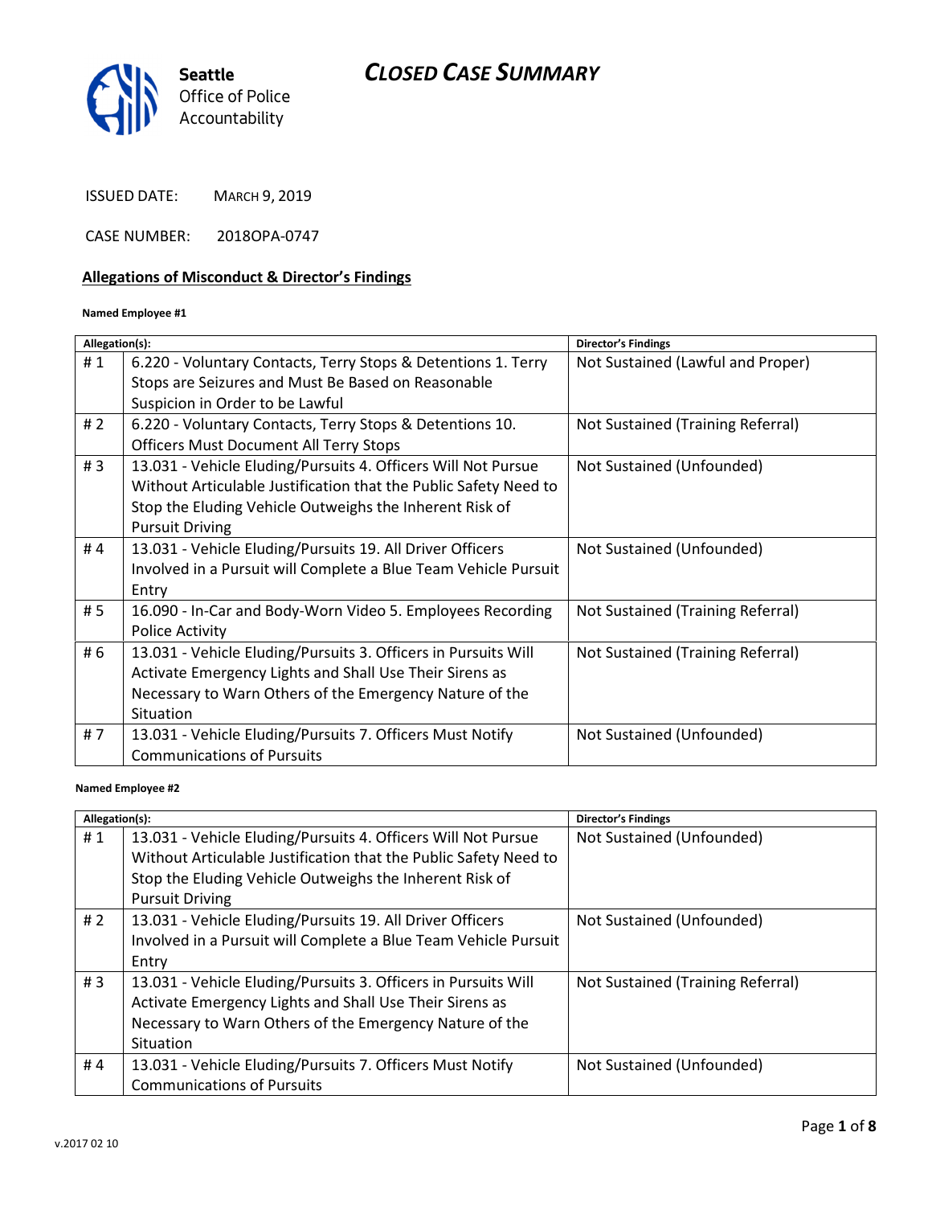Seattle Office of Police Accountability

# CLOSED CASE SUMMARY

ISSUED DATE: MARCH 9, 2019

CASE NUMBER: 2018OPA-0747

## Allegations of Misconduct & Director's Findings

**Named Employee #1**

| Allegation(s): | | Director's Findings |
|---|---|---|
| # 1 | 6.220 - Voluntary Contacts, Terry Stops & Detentions 1. Terry Stops are Seizures and Must Be Based on Reasonable Suspicion in Order to be Lawful | Not Sustained (Lawful and Proper) |
| # 2 | 6.220 - Voluntary Contacts, Terry Stops & Detentions 10. Officers Must Document All Terry Stops | Not Sustained (Training Referral) |
| # 3 | 13.031 - Vehicle Eluding/Pursuits 4. Officers Will Not Pursue Without Articulable Justification that the Public Safety Need to Stop the Eluding Vehicle Outweighs the Inherent Risk of Pursuit Driving | Not Sustained (Unfounded) |
| # 4 | 13.031 - Vehicle Eluding/Pursuits 19. All Driver Officers Involved in a Pursuit will Complete a Blue Team Vehicle Pursuit Entry | Not Sustained (Unfounded) |
| # 5 | 16.090 - In-Car and Body-Worn Video 5. Employees Recording Police Activity | Not Sustained (Training Referral) |
| # 6 | 13.031 - Vehicle Eluding/Pursuits 3. Officers in Pursuits Will Activate Emergency Lights and Shall Use Their Sirens as Necessary to Warn Others of the Emergency Nature of the Situation | Not Sustained (Training Referral) |
| # 7 | 13.031 - Vehicle Eluding/Pursuits 7. Officers Must Notify Communications of Pursuits | Not Sustained (Unfounded) |

**Named Employee #2**

| Allegation(s): | | Director's Findings |
|---|---|---|
| # 1 | 13.031 - Vehicle Eluding/Pursuits 4. Officers Will Not Pursue Without Articulable Justification that the Public Safety Need to Stop the Eluding Vehicle Outweighs the Inherent Risk of Pursuit Driving | Not Sustained (Unfounded) |
| # 2 | 13.031 - Vehicle Eluding/Pursuits 19. All Driver Officers Involved in a Pursuit will Complete a Blue Team Vehicle Pursuit Entry | Not Sustained (Unfounded) |
| # 3 | 13.031 - Vehicle Eluding/Pursuits 3. Officers in Pursuits Will Activate Emergency Lights and Shall Use Their Sirens as Necessary to Warn Others of the Emergency Nature of the Situation | Not Sustained (Training Referral) |
| # 4 | 13.031 - Vehicle Eluding/Pursuits 7. Officers Must Notify Communications of Pursuits | Not Sustained (Unfounded) |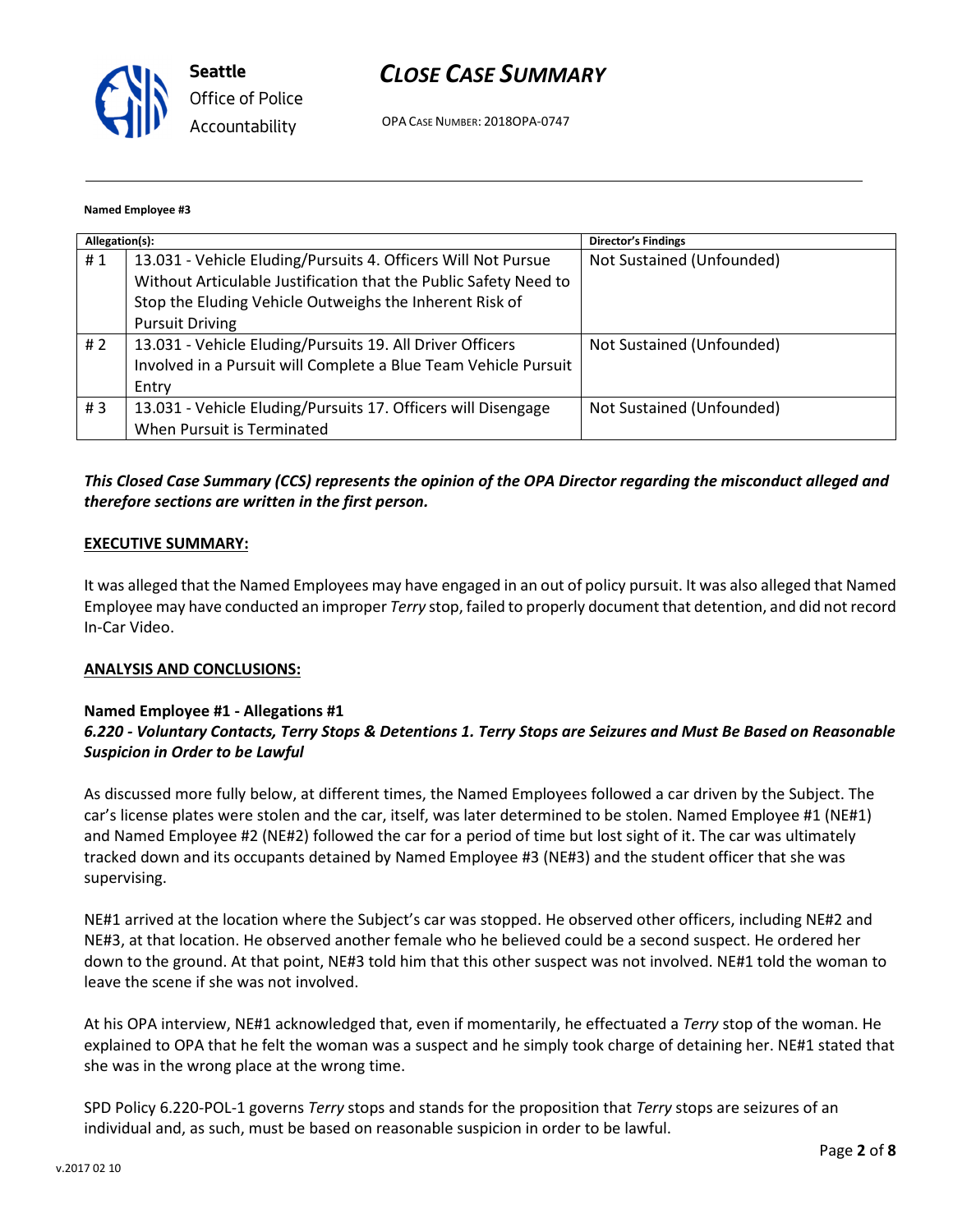**Named Employee #3**

| Allegation(s): | | Director's Findings |
|---|---|---|
| # 1 | 13.031 - Vehicle Eluding/Pursuits 4. Officers Will Not Pursue Without Articulable Justification that the Public Safety Need to Stop the Eluding Vehicle Outweighs the Inherent Risk of Pursuit Driving | Not Sustained (Unfounded) |
| # 2 | 13.031 - Vehicle Eluding/Pursuits 19. All Driver Officers Involved in a Pursuit will Complete a Blue Team Vehicle Pursuit Entry | Not Sustained (Unfounded) |
| # 3 | 13.031 - Vehicle Eluding/Pursuits 17. Officers will Disengage When Pursuit is Terminated | Not Sustained (Unfounded) |

***This Closed Case Summary (CCS) represents the opinion of the OPA Director regarding the misconduct alleged and therefore sections are written in the first person.***

**EXECUTIVE SUMMARY:**

It was alleged that the Named Employees may have engaged in an out of policy pursuit. It was also alleged that Named Employee may have conducted an improper *Terry* stop, failed to properly document that detention, and did not record In-Car Video.

**ANALYSIS AND CONCLUSIONS:**

**Named Employee #1 - Allegations #1**
***6.220 - Voluntary Contacts, Terry Stops & Detentions 1. Terry Stops are Seizures and Must Be Based on Reasonable Suspicion in Order to be Lawful***

As discussed more fully below, at different times, the Named Employees followed a car driven by the Subject. The car's license plates were stolen and the car, itself, was later determined to be stolen. Named Employee #1 (NE#1) and Named Employee #2 (NE#2) followed the car for a period of time but lost sight of it. The car was ultimately tracked down and its occupants detained by Named Employee #3 (NE#3) and the student officer that she was supervising.

NE#1 arrived at the location where the Subject's car was stopped. He observed other officers, including NE#2 and NE#3, at that location. He observed another female who he believed could be a second suspect. He ordered her down to the ground. At that point, NE#3 told him that this other suspect was not involved. NE#1 told the woman to leave the scene if she was not involved.

At his OPA interview, NE#1 acknowledged that, even if momentarily, he effectuated a *Terry* stop of the woman. He explained to OPA that he felt the woman was a suspect and he simply took charge of detaining her. NE#1 stated that she was in the wrong place at the wrong time.

SPD Policy 6.220-POL-1 governs *Terry* stops and stands for the proposition that *Terry* stops are seizures of an individual and, as such, must be based on reasonable suspicion in order to be lawful.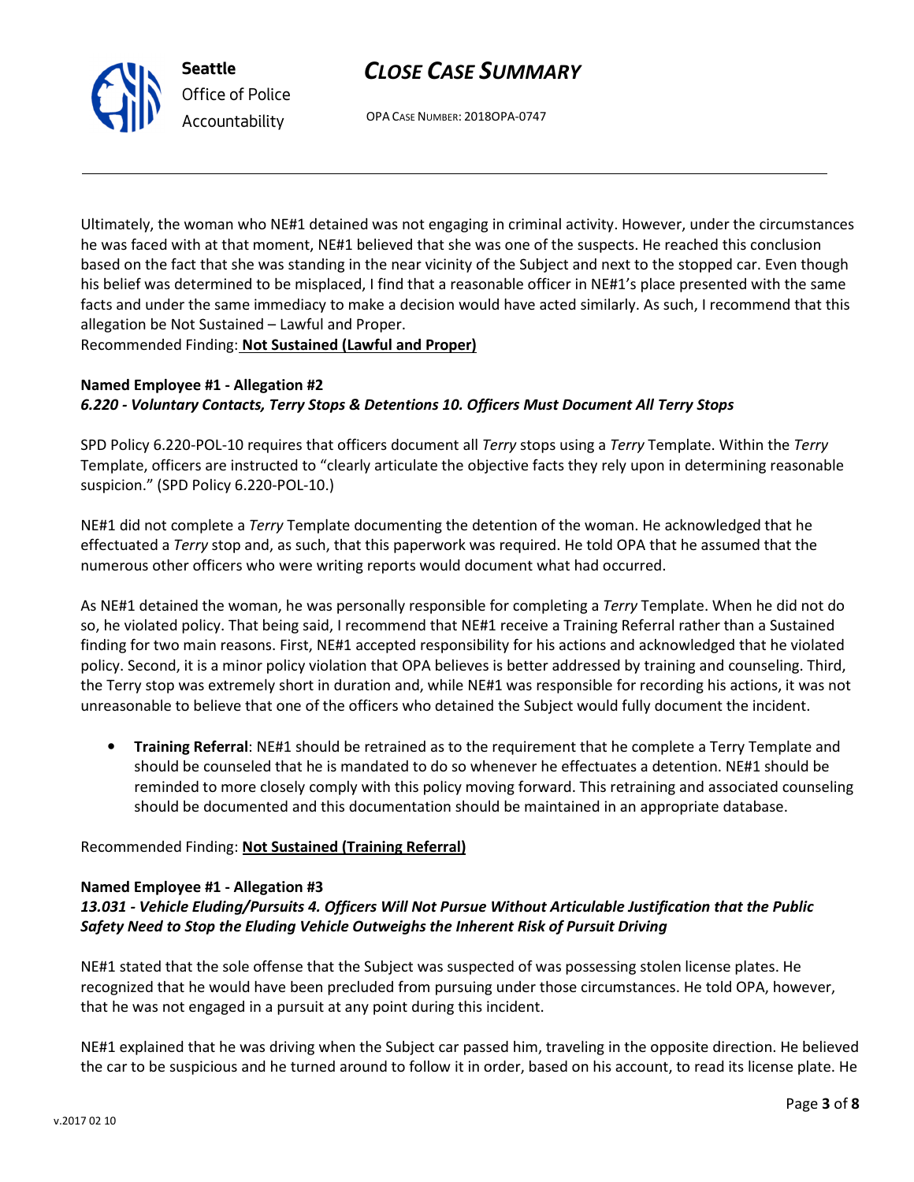Ultimately, the woman who NE#1 detained was not engaging in criminal activity. However, under the circumstances he was faced with at that moment, NE#1 believed that she was one of the suspects. He reached this conclusion based on the fact that she was standing in the near vicinity of the Subject and next to the stopped car. Even though his belief was determined to be misplaced, I find that a reasonable officer in NE#1's place presented with the same facts and under the same immediacy to make a decision would have acted similarly. As such, I recommend that this allegation be Not Sustained – Lawful and Proper.

Recommended Finding: **Not Sustained (Lawful and Proper)**

**Named Employee #1 - Allegation #2**
***6.220 - Voluntary Contacts, Terry Stops & Detentions 10. Officers Must Document All Terry Stops***

SPD Policy 6.220-POL-10 requires that officers document all *Terry* stops using a *Terry* Template. Within the *Terry* Template, officers are instructed to "clearly articulate the objective facts they rely upon in determining reasonable suspicion." (SPD Policy 6.220-POL-10.)

NE#1 did not complete a *Terry* Template documenting the detention of the woman. He acknowledged that he effectuated a *Terry* stop and, as such, that this paperwork was required. He told OPA that he assumed that the numerous other officers who were writing reports would document what had occurred.

As NE#1 detained the woman, he was personally responsible for completing a *Terry* Template. When he did not do so, he violated policy. That being said, I recommend that NE#1 receive a Training Referral rather than a Sustained finding for two main reasons. First, NE#1 accepted responsibility for his actions and acknowledged that he violated policy. Second, it is a minor policy violation that OPA believes is better addressed by training and counseling. Third, the Terry stop was extremely short in duration and, while NE#1 was responsible for recording his actions, it was not unreasonable to believe that one of the officers who detained the Subject would fully document the incident.

- **Training Referral**: NE#1 should be retrained as to the requirement that he complete a Terry Template and should be counseled that he is mandated to do so whenever he effectuates a detention. NE#1 should be reminded to more closely comply with this policy moving forward. This retraining and associated counseling should be documented and this documentation should be maintained in an appropriate database.

Recommended Finding: **Not Sustained (Training Referral)**

**Named Employee #1 - Allegation #3**
***13.031 - Vehicle Eluding/Pursuits 4. Officers Will Not Pursue Without Articulable Justification that the Public Safety Need to Stop the Eluding Vehicle Outweighs the Inherent Risk of Pursuit Driving***

NE#1 stated that the sole offense that the Subject was suspected of was possessing stolen license plates. He recognized that he would have been precluded from pursuing under those circumstances. He told OPA, however, that he was not engaged in a pursuit at any point during this incident.

NE#1 explained that he was driving when the Subject car passed him, traveling in the opposite direction. He believed the car to be suspicious and he turned around to follow it in order, based on his account, to read its license plate. He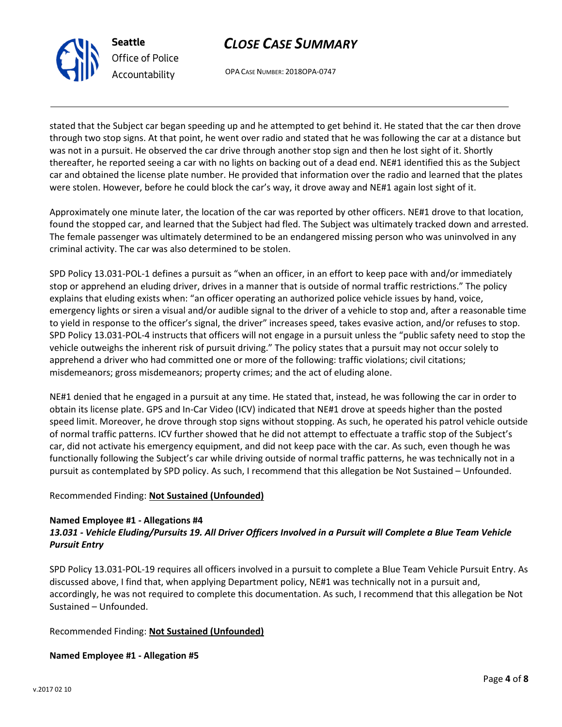stated that the Subject car began speeding up and he attempted to get behind it. He stated that the car then drove through two stop signs. At that point, he went over radio and stated that he was following the car at a distance but was not in a pursuit. He observed the car drive through another stop sign and then he lost sight of it. Shortly thereafter, he reported seeing a car with no lights on backing out of a dead end. NE#1 identified this as the Subject car and obtained the license plate number. He provided that information over the radio and learned that the plates were stolen. However, before he could block the car's way, it drove away and NE#1 again lost sight of it.

Approximately one minute later, the location of the car was reported by other officers. NE#1 drove to that location, found the stopped car, and learned that the Subject had fled. The Subject was ultimately tracked down and arrested. The female passenger was ultimately determined to be an endangered missing person who was uninvolved in any criminal activity. The car was also determined to be stolen.

SPD Policy 13.031-POL-1 defines a pursuit as "when an officer, in an effort to keep pace with and/or immediately stop or apprehend an eluding driver, drives in a manner that is outside of normal traffic restrictions." The policy explains that eluding exists when: "an officer operating an authorized police vehicle issues by hand, voice, emergency lights or siren a visual and/or audible signal to the driver of a vehicle to stop and, after a reasonable time to yield in response to the officer's signal, the driver" increases speed, takes evasive action, and/or refuses to stop. SPD Policy 13.031-POL-4 instructs that officers will not engage in a pursuit unless the "public safety need to stop the vehicle outweighs the inherent risk of pursuit driving." The policy states that a pursuit may not occur solely to apprehend a driver who had committed one or more of the following: traffic violations; civil citations; misdemeanors; gross misdemeanors; property crimes; and the act of eluding alone.

NE#1 denied that he engaged in a pursuit at any time. He stated that, instead, he was following the car in order to obtain its license plate. GPS and In-Car Video (ICV) indicated that NE#1 drove at speeds higher than the posted speed limit. Moreover, he drove through stop signs without stopping. As such, he operated his patrol vehicle outside of normal traffic patterns. ICV further showed that he did not attempt to effectuate a traffic stop of the Subject's car, did not activate his emergency equipment, and did not keep pace with the car. As such, even though he was functionally following the Subject's car while driving outside of normal traffic patterns, he was technically not in a pursuit as contemplated by SPD policy. As such, I recommend that this allegation be Not Sustained – Unfounded.

Recommended Finding: **Not Sustained (Unfounded)**

**Named Employee #1 - Allegations #4**
***13.031 - Vehicle Eluding/Pursuits 19. All Driver Officers Involved in a Pursuit will Complete a Blue Team Vehicle Pursuit Entry***

SPD Policy 13.031-POL-19 requires all officers involved in a pursuit to complete a Blue Team Vehicle Pursuit Entry. As discussed above, I find that, when applying Department policy, NE#1 was technically not in a pursuit and, accordingly, he was not required to complete this documentation. As such, I recommend that this allegation be Not Sustained – Unfounded.

Recommended Finding: **Not Sustained (Unfounded)**

**Named Employee #1 - Allegation #5**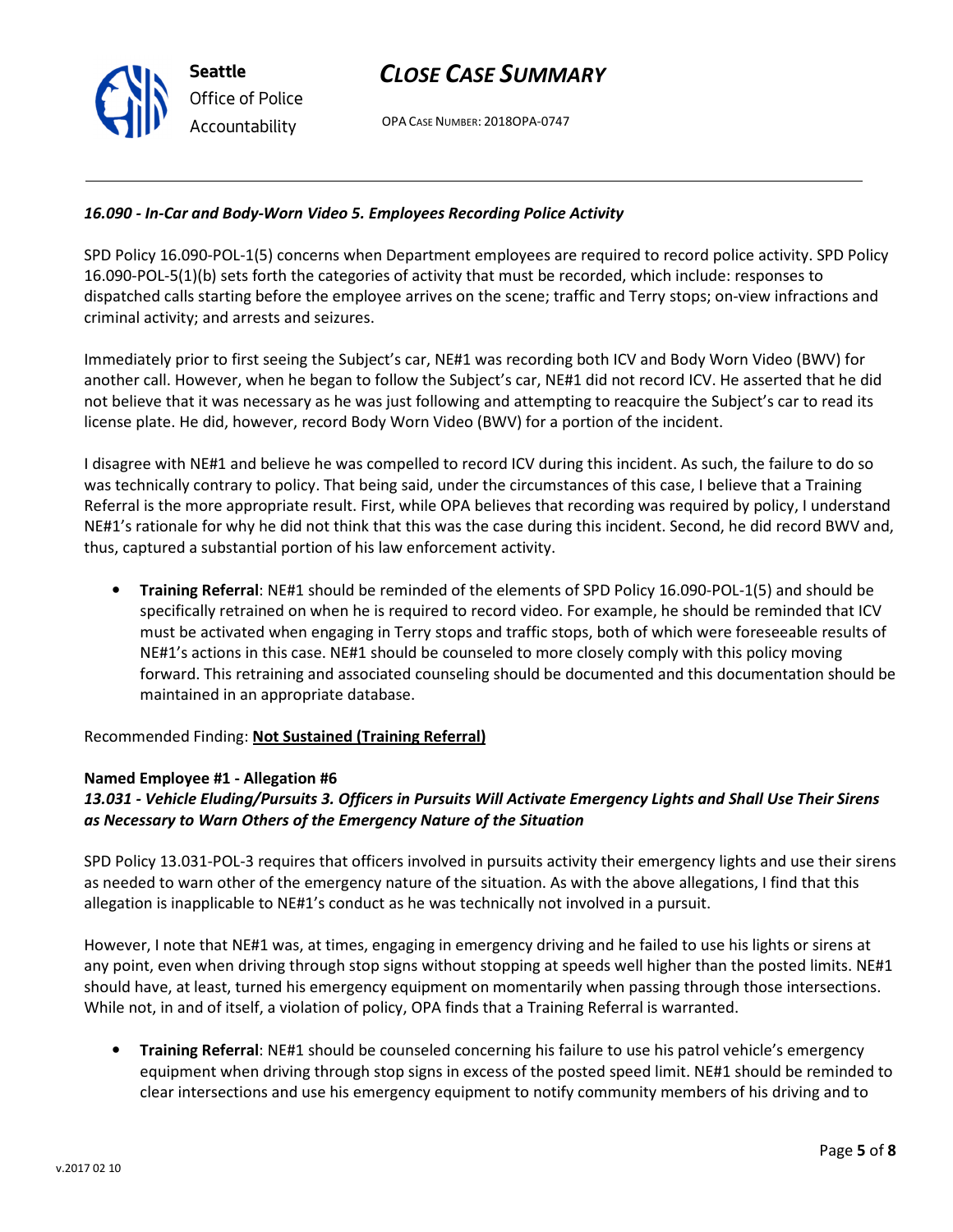*16.090 - In-Car and Body-Worn Video 5. Employees Recording Police Activity*

SPD Policy 16.090-POL-1(5) concerns when Department employees are required to record police activity. SPD Policy 16.090-POL-5(1)(b) sets forth the categories of activity that must be recorded, which include: responses to dispatched calls starting before the employee arrives on the scene; traffic and Terry stops; on-view infractions and criminal activity; and arrests and seizures.

Immediately prior to first seeing the Subject's car, NE#1 was recording both ICV and Body Worn Video (BWV) for another call. However, when he began to follow the Subject's car, NE#1 did not record ICV. He asserted that he did not believe that it was necessary as he was just following and attempting to reacquire the Subject's car to read its license plate. He did, however, record Body Worn Video (BWV) for a portion of the incident.

I disagree with NE#1 and believe he was compelled to record ICV during this incident. As such, the failure to do so was technically contrary to policy. That being said, under the circumstances of this case, I believe that a Training Referral is the more appropriate result. First, while OPA believes that recording was required by policy, I understand NE#1's rationale for why he did not think that this was the case during this incident. Second, he did record BWV and, thus, captured a substantial portion of his law enforcement activity.

- **Training Referral**: NE#1 should be reminded of the elements of SPD Policy 16.090-POL-1(5) and should be specifically retrained on when he is required to record video. For example, he should be reminded that ICV must be activated when engaging in Terry stops and traffic stops, both of which were foreseeable results of NE#1's actions in this case. NE#1 should be counseled to more closely comply with this policy moving forward. This retraining and associated counseling should be documented and this documentation should be maintained in an appropriate database.

Recommended Finding: **Not Sustained (Training Referral)**

**Named Employee #1 - Allegation #6**
***13.031 - Vehicle Eluding/Pursuits 3. Officers in Pursuits Will Activate Emergency Lights and Shall Use Their Sirens as Necessary to Warn Others of the Emergency Nature of the Situation***

SPD Policy 13.031-POL-3 requires that officers involved in pursuits activity their emergency lights and use their sirens as needed to warn other of the emergency nature of the situation. As with the above allegations, I find that this allegation is inapplicable to NE#1's conduct as he was technically not involved in a pursuit.

However, I note that NE#1 was, at times, engaging in emergency driving and he failed to use his lights or sirens at any point, even when driving through stop signs without stopping at speeds well higher than the posted limits. NE#1 should have, at least, turned his emergency equipment on momentarily when passing through those intersections. While not, in and of itself, a violation of policy, OPA finds that a Training Referral is warranted.

- **Training Referral**: NE#1 should be counseled concerning his failure to use his patrol vehicle's emergency equipment when driving through stop signs in excess of the posted speed limit. NE#1 should be reminded to clear intersections and use his emergency equipment to notify community members of his driving and to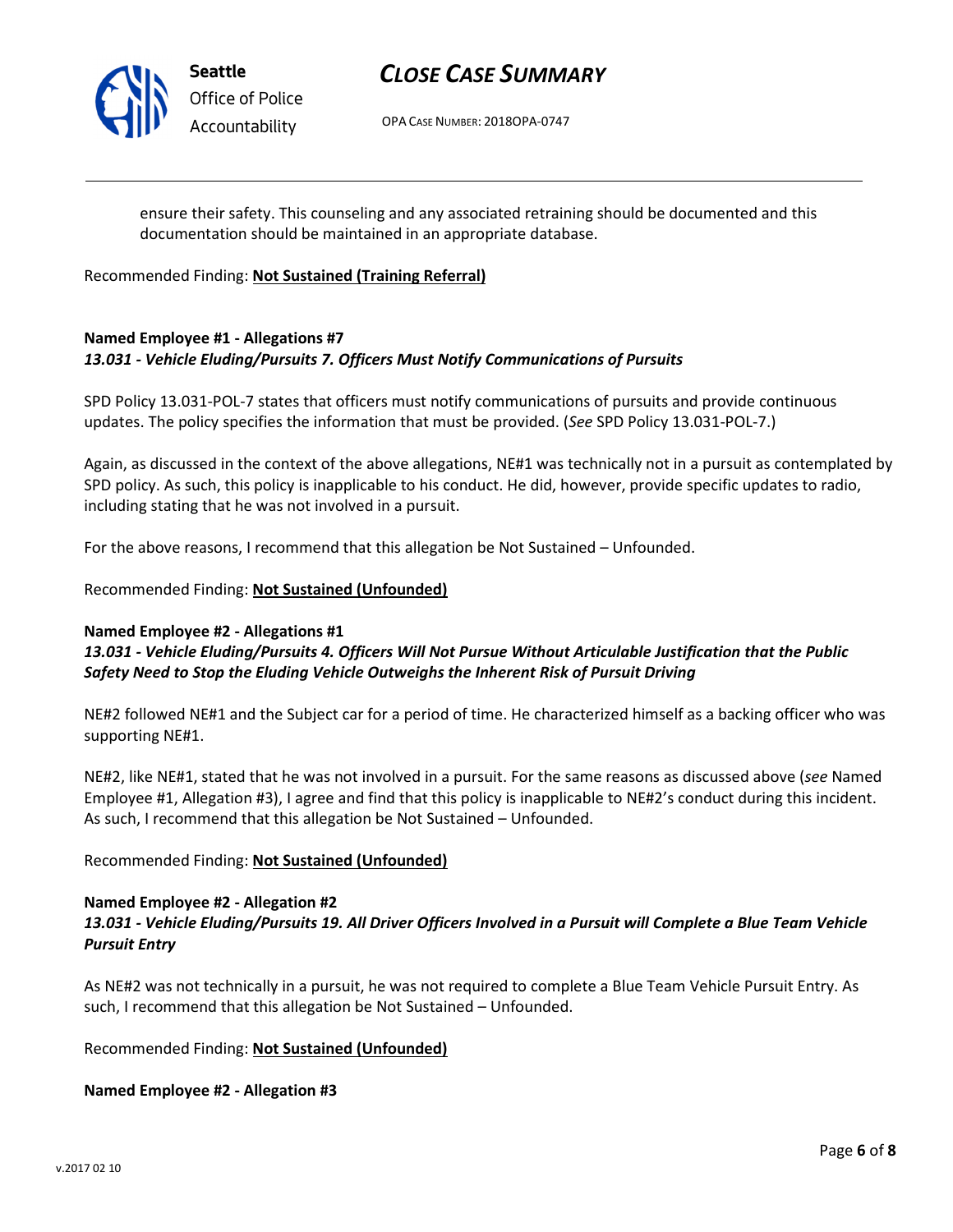ensure their safety. This counseling and any associated retraining should be documented and this documentation should be maintained in an appropriate database.

Recommended Finding: **Not Sustained (Training Referral)**

**Named Employee #1 - Allegations #7**
***13.031 - Vehicle Eluding/Pursuits 7. Officers Must Notify Communications of Pursuits***

SPD Policy 13.031-POL-7 states that officers must notify communications of pursuits and provide continuous updates. The policy specifies the information that must be provided. (*See* SPD Policy 13.031-POL-7.)

Again, as discussed in the context of the above allegations, NE#1 was technically not in a pursuit as contemplated by SPD policy. As such, this policy is inapplicable to his conduct. He did, however, provide specific updates to radio, including stating that he was not involved in a pursuit.

For the above reasons, I recommend that this allegation be Not Sustained – Unfounded.

Recommended Finding: **Not Sustained (Unfounded)**

**Named Employee #2 - Allegations #1**
***13.031 - Vehicle Eluding/Pursuits 4. Officers Will Not Pursue Without Articulable Justification that the Public Safety Need to Stop the Eluding Vehicle Outweighs the Inherent Risk of Pursuit Driving***

NE#2 followed NE#1 and the Subject car for a period of time. He characterized himself as a backing officer who was supporting NE#1.

NE#2, like NE#1, stated that he was not involved in a pursuit. For the same reasons as discussed above (*see* Named Employee #1, Allegation #3), I agree and find that this policy is inapplicable to NE#2's conduct during this incident. As such, I recommend that this allegation be Not Sustained – Unfounded.

Recommended Finding: **Not Sustained (Unfounded)**

**Named Employee #2 - Allegation #2**
***13.031 - Vehicle Eluding/Pursuits 19. All Driver Officers Involved in a Pursuit will Complete a Blue Team Vehicle Pursuit Entry***

As NE#2 was not technically in a pursuit, he was not required to complete a Blue Team Vehicle Pursuit Entry. As such, I recommend that this allegation be Not Sustained – Unfounded.

Recommended Finding: **Not Sustained (Unfounded)**

**Named Employee #2 - Allegation #3**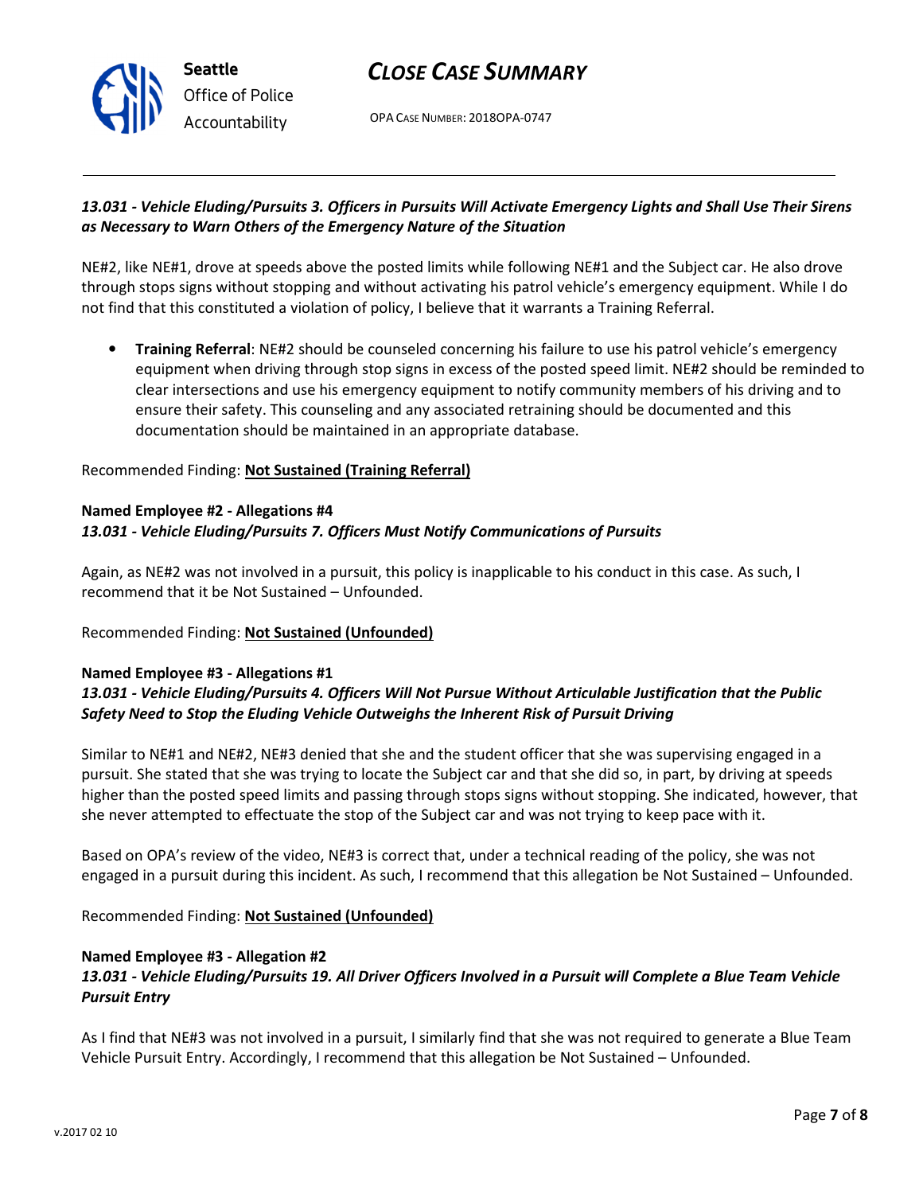***13.031 - Vehicle Eluding/Pursuits 3. Officers in Pursuits Will Activate Emergency Lights and Shall Use Their Sirens as Necessary to Warn Others of the Emergency Nature of the Situation***

NE#2, like NE#1, drove at speeds above the posted limits while following NE#1 and the Subject car. He also drove through stops signs without stopping and without activating his patrol vehicle's emergency equipment. While I do not find that this constituted a violation of policy, I believe that it warrants a Training Referral.

- **Training Referral**: NE#2 should be counseled concerning his failure to use his patrol vehicle's emergency equipment when driving through stop signs in excess of the posted speed limit. NE#2 should be reminded to clear intersections and use his emergency equipment to notify community members of his driving and to ensure their safety. This counseling and any associated retraining should be documented and this documentation should be maintained in an appropriate database.

Recommended Finding: **Not Sustained (Training Referral)**

**Named Employee #2 - Allegations #4**
***13.031 - Vehicle Eluding/Pursuits 7. Officers Must Notify Communications of Pursuits***

Again, as NE#2 was not involved in a pursuit, this policy is inapplicable to his conduct in this case. As such, I recommend that it be Not Sustained – Unfounded.

Recommended Finding: **Not Sustained (Unfounded)**

**Named Employee #3 - Allegations #1**
***13.031 - Vehicle Eluding/Pursuits 4. Officers Will Not Pursue Without Articulable Justification that the Public Safety Need to Stop the Eluding Vehicle Outweighs the Inherent Risk of Pursuit Driving***

Similar to NE#1 and NE#2, NE#3 denied that she and the student officer that she was supervising engaged in a pursuit. She stated that she was trying to locate the Subject car and that she did so, in part, by driving at speeds higher than the posted speed limits and passing through stops signs without stopping. She indicated, however, that she never attempted to effectuate the stop of the Subject car and was not trying to keep pace with it.

Based on OPA's review of the video, NE#3 is correct that, under a technical reading of the policy, she was not engaged in a pursuit during this incident. As such, I recommend that this allegation be Not Sustained – Unfounded.

Recommended Finding: **Not Sustained (Unfounded)**

**Named Employee #3 - Allegation #2**
***13.031 - Vehicle Eluding/Pursuits 19. All Driver Officers Involved in a Pursuit will Complete a Blue Team Vehicle Pursuit Entry***

As I find that NE#3 was not involved in a pursuit, I similarly find that she was not required to generate a Blue Team Vehicle Pursuit Entry. Accordingly, I recommend that this allegation be Not Sustained – Unfounded.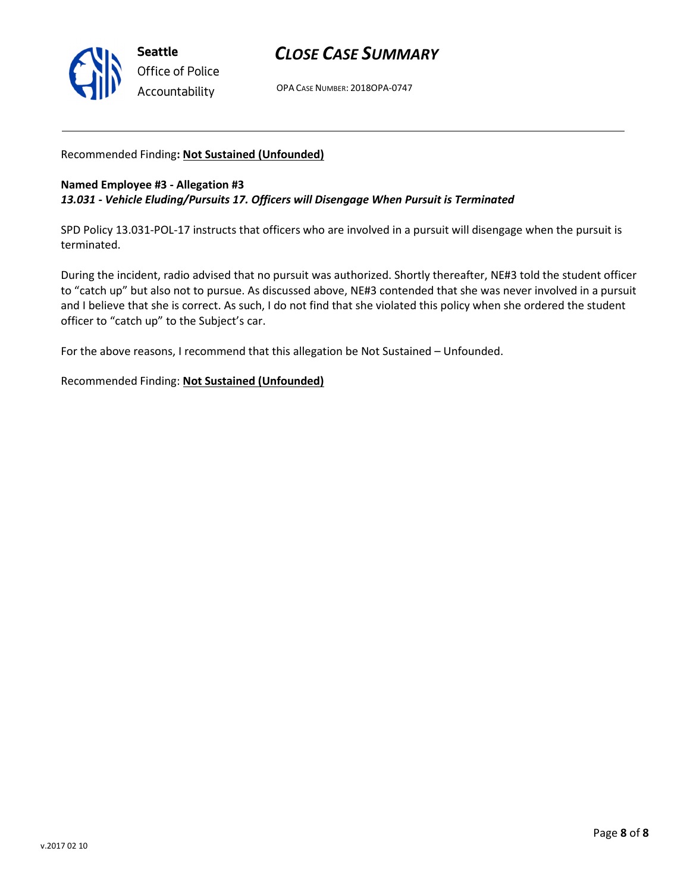Recommended Finding**: Not Sustained (Unfounded)**

**Named Employee #3 - Allegation #3**
***13.031 - Vehicle Eluding/Pursuits 17. Officers will Disengage When Pursuit is Terminated***

SPD Policy 13.031-POL-17 instructs that officers who are involved in a pursuit will disengage when the pursuit is terminated.

During the incident, radio advised that no pursuit was authorized. Shortly thereafter, NE#3 told the student officer to "catch up" but also not to pursue. As discussed above, NE#3 contended that she was never involved in a pursuit and I believe that she is correct. As such, I do not find that she violated this policy when she ordered the student officer to "catch up" to the Subject's car.

For the above reasons, I recommend that this allegation be Not Sustained – Unfounded.

Recommended Finding: **Not Sustained (Unfounded)**